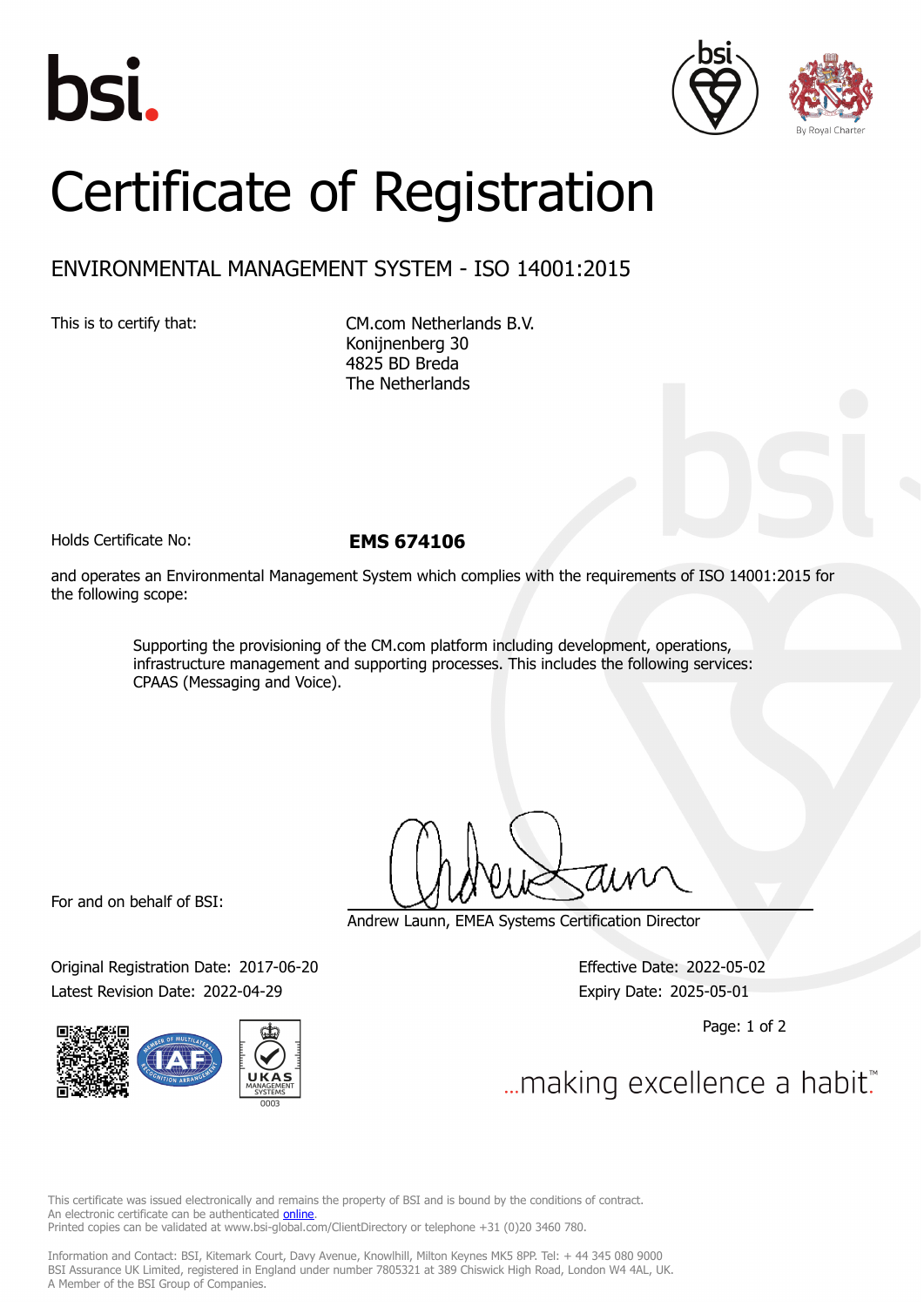bsi

By Royal Charter

# Certificate of Registration

## ENVIRONMENTAL MANAGEMENT SYSTEM - ISO 14001:2015

This is to certify that:

CM.com Netherlands B.V.
Konijnenberg 30
4825 BD Breda
The Netherlands

Holds Certificate No: **EMS 674106**

and operates an Environmental Management System which complies with the requirements of ISO 14001:2015 for the following scope:

> Supporting the provisioning of the CM.com platform including development, operations, infrastructure management and supporting processes. This includes the following services: CPAAS (Messaging and Voice).

For and on behalf of BSI:

Andrew Launn, EMEA Systems Certification Director

Original Registration Date: 2017-06-20
Latest Revision Date: 2022-04-29

Effective Date: 2022-05-02
Expiry Date: 2025-05-01

...making excellence a habit.™

This certificate was issued electronically and remains the property of BSI and is bound by the conditions of contract.
An electronic certificate can be authenticated online.
Printed copies can be validated at www.bsi-global.com/ClientDirectory or telephone +31 (0)20 3460 780.

Information and Contact: BSI, Kitemark Court, Davy Avenue, Knowlhill, Milton Keynes MK5 8PP. Tel: + 44 345 080 9000
BSI Assurance UK Limited, registered in England under number 7805321 at 389 Chiswick High Road, London W4 4AL, UK.
A Member of the BSI Group of Companies.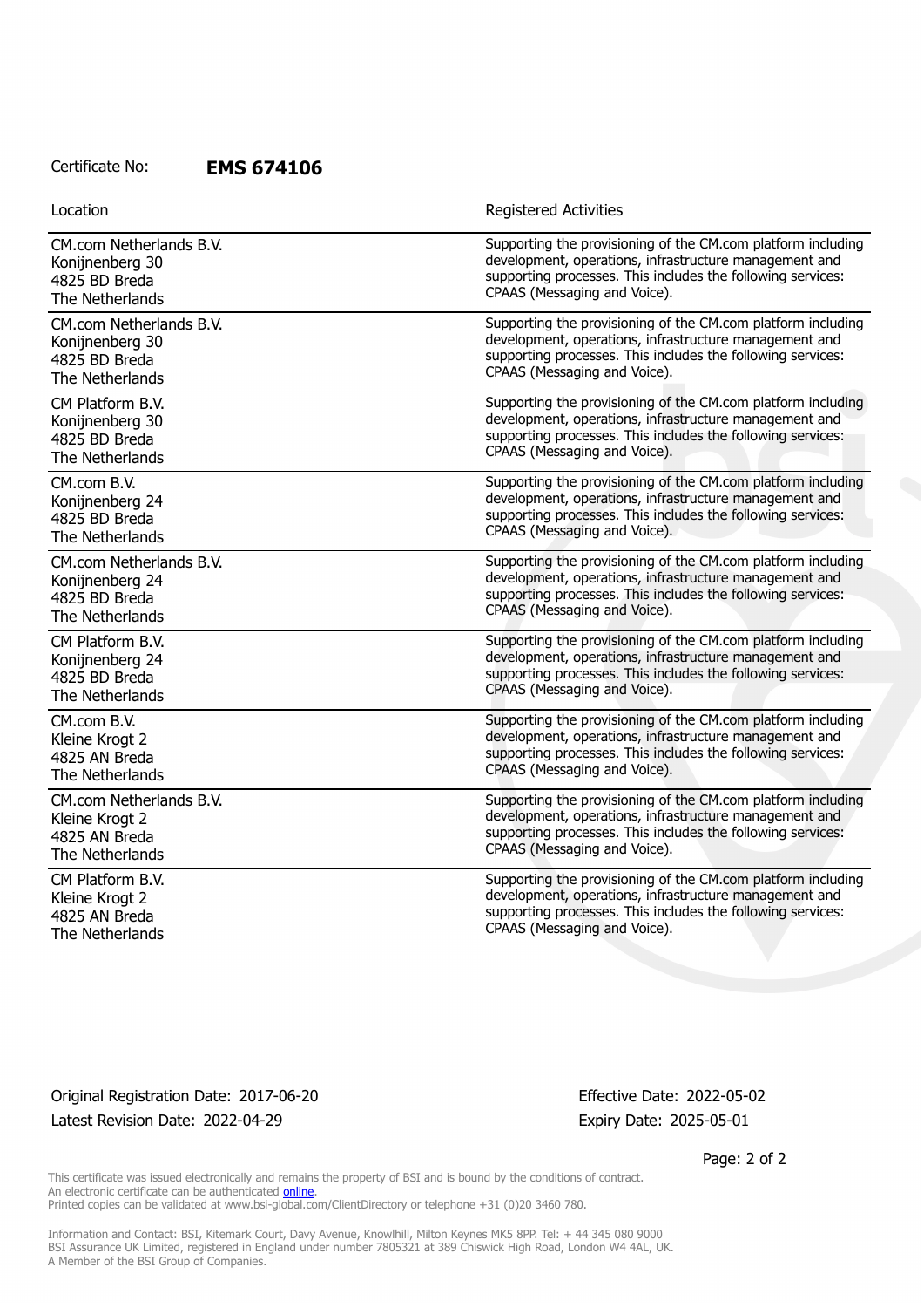Certificate No: **EMS 674106**

| Location | Registered Activities |
| --- | --- |
| CM.com Netherlands B.V.<br>Konijnenberg 30<br>4825 BD Breda<br>The Netherlands | Supporting the provisioning of the CM.com platform including development, operations, infrastructure management and supporting processes. This includes the following services: CPAAS (Messaging and Voice). |
| CM.com Netherlands B.V.<br>Konijnenberg 30<br>4825 BD Breda<br>The Netherlands | Supporting the provisioning of the CM.com platform including development, operations, infrastructure management and supporting processes. This includes the following services: CPAAS (Messaging and Voice). |
| CM Platform B.V.<br>Konijnenberg 30<br>4825 BD Breda<br>The Netherlands | Supporting the provisioning of the CM.com platform including development, operations, infrastructure management and supporting processes. This includes the following services: CPAAS (Messaging and Voice). |
| CM.com B.V.<br>Konijnenberg 24<br>4825 BD Breda<br>The Netherlands | Supporting the provisioning of the CM.com platform including development, operations, infrastructure management and supporting processes. This includes the following services: CPAAS (Messaging and Voice). |
| CM.com Netherlands B.V.<br>Konijnenberg 24<br>4825 BD Breda<br>The Netherlands | Supporting the provisioning of the CM.com platform including development, operations, infrastructure management and supporting processes. This includes the following services: CPAAS (Messaging and Voice). |
| CM Platform B.V.<br>Konijnenberg 24<br>4825 BD Breda<br>The Netherlands | Supporting the provisioning of the CM.com platform including development, operations, infrastructure management and supporting processes. This includes the following services: CPAAS (Messaging and Voice). |
| CM.com B.V.<br>Kleine Krogt 2<br>4825 AN Breda<br>The Netherlands | Supporting the provisioning of the CM.com platform including development, operations, infrastructure management and supporting processes. This includes the following services: CPAAS (Messaging and Voice). |
| CM.com Netherlands B.V.<br>Kleine Krogt 2<br>4825 AN Breda<br>The Netherlands | Supporting the provisioning of the CM.com platform including development, operations, infrastructure management and supporting processes. This includes the following services: CPAAS (Messaging and Voice). |
| CM Platform B.V.<br>Kleine Krogt 2<br>4825 AN Breda<br>The Netherlands | Supporting the provisioning of the CM.com platform including development, operations, infrastructure management and supporting processes. This includes the following services: CPAAS (Messaging and Voice). |

Original Registration Date: 2017-06-20
Latest Revision Date: 2022-04-29

Effective Date: 2022-05-02
Expiry Date: 2025-05-01

This certificate was issued electronically and remains the property of BSI and is bound by the conditions of contract.
An electronic certificate can be authenticated online.
Printed copies can be validated at www.bsi-global.com/ClientDirectory or telephone +31 (0)20 3460 780.

Information and Contact: BSI, Kitemark Court, Davy Avenue, Knowlhill, Milton Keynes MK5 8PP. Tel: + 44 345 080 9000
BSI Assurance UK Limited, registered in England under number 7805321 at 389 Chiswick High Road, London W4 4AL, UK.
A Member of the BSI Group of Companies.